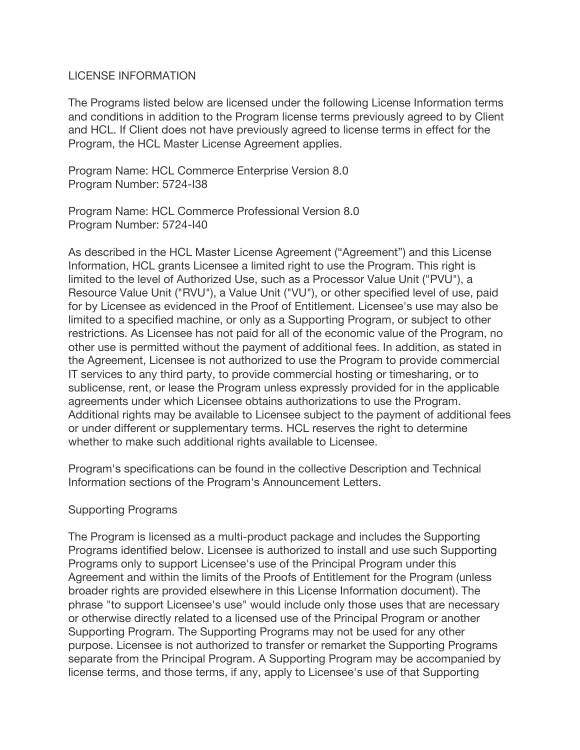# LICENSE INFORMATION

The Programs listed below are licensed under the following License Information terms and conditions in addition to the Program license terms previously agreed to by Client and HCL. If Client does not have previously agreed to license terms in effect for the Program, the HCL Master License Agreement applies.

Program Name: HCL Commerce Enterprise Version 8.0
Program Number: 5724-I38

Program Name: HCL Commerce Professional Version 8.0
Program Number: 5724-I40

As described in the HCL Master License Agreement ("Agreement") and this License Information, HCL grants Licensee a limited right to use the Program. This right is limited to the level of Authorized Use, such as a Processor Value Unit ("PVU"), a Resource Value Unit ("RVU"), a Value Unit ("VU"), or other specified level of use, paid for by Licensee as evidenced in the Proof of Entitlement. Licensee's use may also be limited to a specified machine, or only as a Supporting Program, or subject to other restrictions. As Licensee has not paid for all of the economic value of the Program, no other use is permitted without the payment of additional fees. In addition, as stated in the Agreement, Licensee is not authorized to use the Program to provide commercial IT services to any third party, to provide commercial hosting or timesharing, or to sublicense, rent, or lease the Program unless expressly provided for in the applicable agreements under which Licensee obtains authorizations to use the Program. Additional rights may be available to Licensee subject to the payment of additional fees or under different or supplementary terms. HCL reserves the right to determine whether to make such additional rights available to Licensee.

Program's specifications can be found in the collective Description and Technical Information sections of the Program's Announcement Letters.

## Supporting Programs

The Program is licensed as a multi-product package and includes the Supporting Programs identified below. Licensee is authorized to install and use such Supporting Programs only to support Licensee's use of the Principal Program under this Agreement and within the limits of the Proofs of Entitlement for the Program (unless broader rights are provided elsewhere in this License Information document). The phrase "to support Licensee's use" would include only those uses that are necessary or otherwise directly related to a licensed use of the Principal Program or another Supporting Program. The Supporting Programs may not be used for any other purpose. Licensee is not authorized to transfer or remarket the Supporting Programs separate from the Principal Program. A Supporting Program may be accompanied by license terms, and those terms, if any, apply to Licensee's use of that Supporting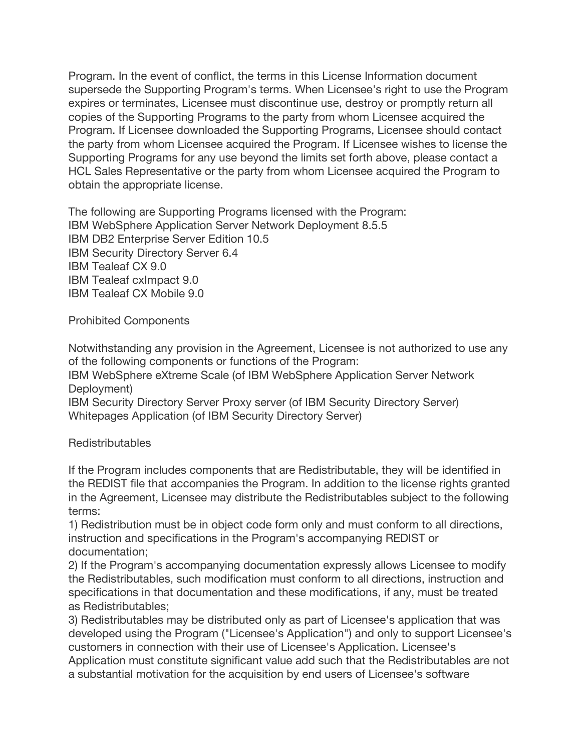Program. In the event of conflict, the terms in this License Information document supersede the Supporting Program's terms. When Licensee's right to use the Program expires or terminates, Licensee must discontinue use, destroy or promptly return all copies of the Supporting Programs to the party from whom Licensee acquired the Program. If Licensee downloaded the Supporting Programs, Licensee should contact the party from whom Licensee acquired the Program. If Licensee wishes to license the Supporting Programs for any use beyond the limits set forth above, please contact a HCL Sales Representative or the party from whom Licensee acquired the Program to obtain the appropriate license.

The following are Supporting Programs licensed with the Program:
IBM WebSphere Application Server Network Deployment 8.5.5
IBM DB2 Enterprise Server Edition 10.5
IBM Security Directory Server 6.4
IBM Tealeaf CX 9.0
IBM Tealeaf cxImpact 9.0
IBM Tealeaf CX Mobile 9.0

## Prohibited Components

Notwithstanding any provision in the Agreement, Licensee is not authorized to use any of the following components or functions of the Program:
IBM WebSphere eXtreme Scale (of IBM WebSphere Application Server Network Deployment)
IBM Security Directory Server Proxy server (of IBM Security Directory Server)
Whitepages Application (of IBM Security Directory Server)

## Redistributables

If the Program includes components that are Redistributable, they will be identified in the REDIST file that accompanies the Program. In addition to the license rights granted in the Agreement, Licensee may distribute the Redistributables subject to the following terms:
1) Redistribution must be in object code form only and must conform to all directions, instruction and specifications in the Program's accompanying REDIST or documentation;
2) If the Program's accompanying documentation expressly allows Licensee to modify the Redistributables, such modification must conform to all directions, instruction and specifications in that documentation and these modifications, if any, must be treated as Redistributables;
3) Redistributables may be distributed only as part of Licensee's application that was developed using the Program ("Licensee's Application") and only to support Licensee's customers in connection with their use of Licensee's Application. Licensee's Application must constitute significant value add such that the Redistributables are not a substantial motivation for the acquisition by end users of Licensee's software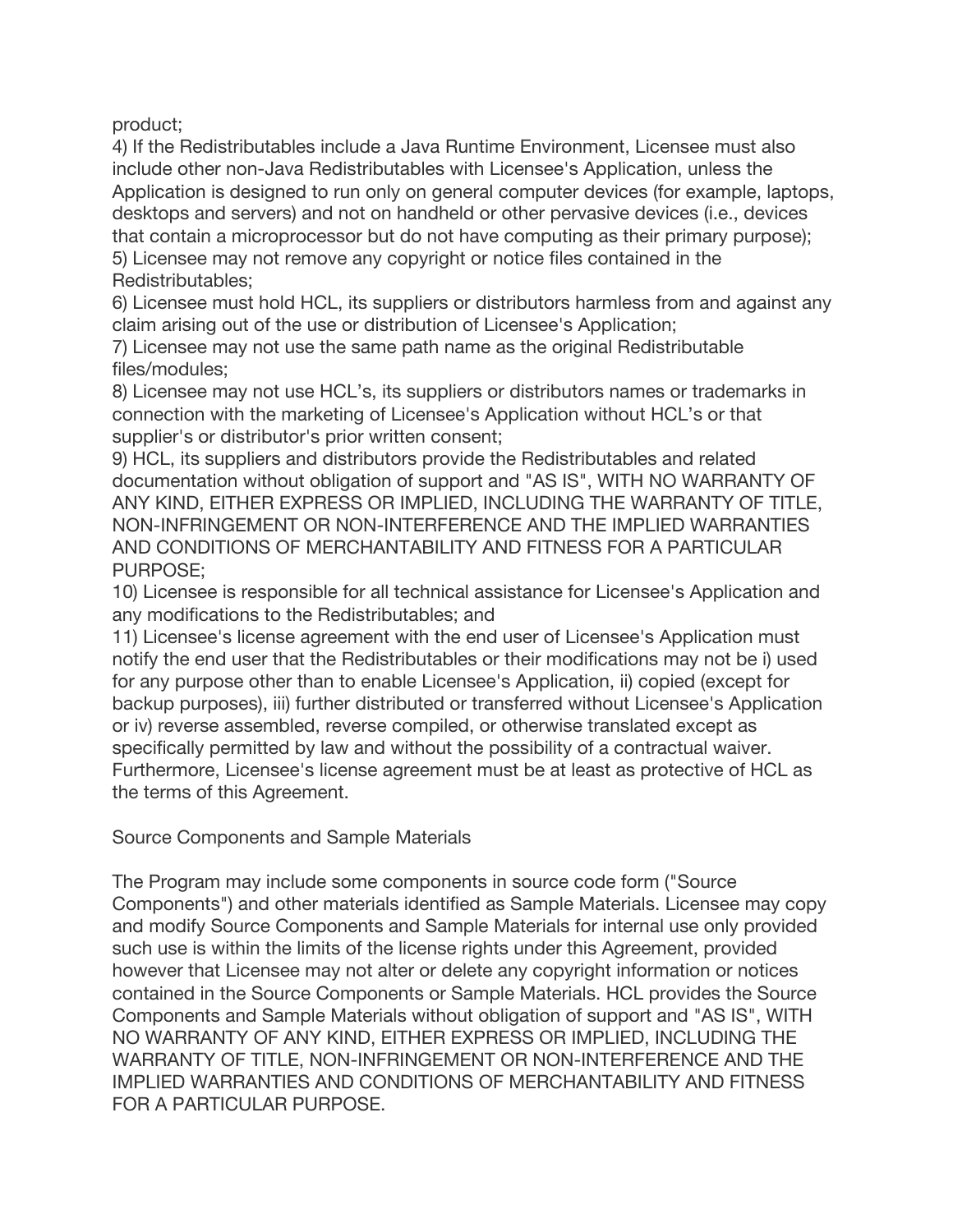product;

4) If the Redistributables include a Java Runtime Environment, Licensee must also include other non-Java Redistributables with Licensee's Application, unless the Application is designed to run only on general computer devices (for example, laptops, desktops and servers) and not on handheld or other pervasive devices (i.e., devices that contain a microprocessor but do not have computing as their primary purpose);

5) Licensee may not remove any copyright or notice files contained in the Redistributables;

6) Licensee must hold HCL, its suppliers or distributors harmless from and against any claim arising out of the use or distribution of Licensee's Application;

7) Licensee may not use the same path name as the original Redistributable files/modules;

8) Licensee may not use HCL's, its suppliers or distributors names or trademarks in connection with the marketing of Licensee's Application without HCL's or that supplier's or distributor's prior written consent;

9) HCL, its suppliers and distributors provide the Redistributables and related documentation without obligation of support and "AS IS", WITH NO WARRANTY OF ANY KIND, EITHER EXPRESS OR IMPLIED, INCLUDING THE WARRANTY OF TITLE, NON-INFRINGEMENT OR NON-INTERFERENCE AND THE IMPLIED WARRANTIES AND CONDITIONS OF MERCHANTABILITY AND FITNESS FOR A PARTICULAR PURPOSE;

10) Licensee is responsible for all technical assistance for Licensee's Application and any modifications to the Redistributables; and

11) Licensee's license agreement with the end user of Licensee's Application must notify the end user that the Redistributables or their modifications may not be i) used for any purpose other than to enable Licensee's Application, ii) copied (except for backup purposes), iii) further distributed or transferred without Licensee's Application or iv) reverse assembled, reverse compiled, or otherwise translated except as specifically permitted by law and without the possibility of a contractual waiver. Furthermore, Licensee's license agreement must be at least as protective of HCL as the terms of this Agreement.

Source Components and Sample Materials

The Program may include some components in source code form ("Source Components") and other materials identified as Sample Materials. Licensee may copy and modify Source Components and Sample Materials for internal use only provided such use is within the limits of the license rights under this Agreement, provided however that Licensee may not alter or delete any copyright information or notices contained in the Source Components or Sample Materials. HCL provides the Source Components and Sample Materials without obligation of support and "AS IS", WITH NO WARRANTY OF ANY KIND, EITHER EXPRESS OR IMPLIED, INCLUDING THE WARRANTY OF TITLE, NON-INFRINGEMENT OR NON-INTERFERENCE AND THE IMPLIED WARRANTIES AND CONDITIONS OF MERCHANTABILITY AND FITNESS FOR A PARTICULAR PURPOSE.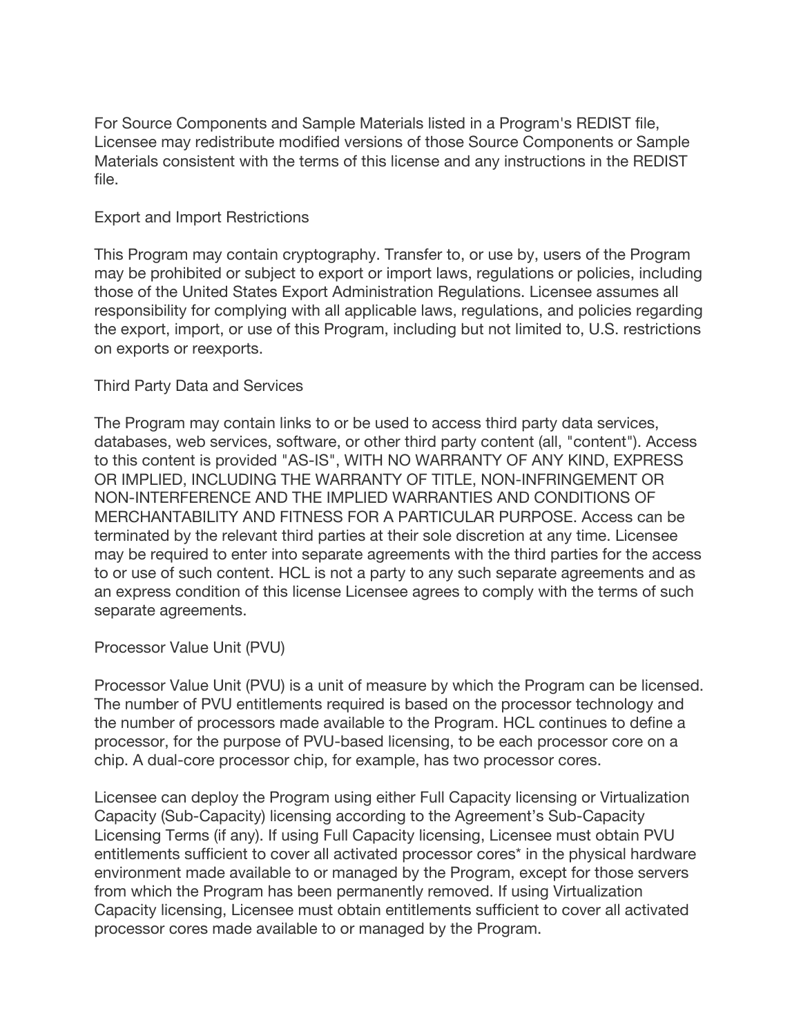For Source Components and Sample Materials listed in a Program's REDIST file, Licensee may redistribute modified versions of those Source Components or Sample Materials consistent with the terms of this license and any instructions in the REDIST file.

## Export and Import Restrictions

This Program may contain cryptography. Transfer to, or use by, users of the Program may be prohibited or subject to export or import laws, regulations or policies, including those of the United States Export Administration Regulations. Licensee assumes all responsibility for complying with all applicable laws, regulations, and policies regarding the export, import, or use of this Program, including but not limited to, U.S. restrictions on exports or reexports.

## Third Party Data and Services

The Program may contain links to or be used to access third party data services, databases, web services, software, or other third party content (all, "content"). Access to this content is provided "AS-IS", WITH NO WARRANTY OF ANY KIND, EXPRESS OR IMPLIED, INCLUDING THE WARRANTY OF TITLE, NON-INFRINGEMENT OR NON-INTERFERENCE AND THE IMPLIED WARRANTIES AND CONDITIONS OF MERCHANTABILITY AND FITNESS FOR A PARTICULAR PURPOSE. Access can be terminated by the relevant third parties at their sole discretion at any time. Licensee may be required to enter into separate agreements with the third parties for the access to or use of such content. HCL is not a party to any such separate agreements and as an express condition of this license Licensee agrees to comply with the terms of such separate agreements.

## Processor Value Unit (PVU)

Processor Value Unit (PVU) is a unit of measure by which the Program can be licensed. The number of PVU entitlements required is based on the processor technology and the number of processors made available to the Program. HCL continues to define a processor, for the purpose of PVU-based licensing, to be each processor core on a chip. A dual-core processor chip, for example, has two processor cores.

Licensee can deploy the Program using either Full Capacity licensing or Virtualization Capacity (Sub-Capacity) licensing according to the Agreement's Sub-Capacity Licensing Terms (if any). If using Full Capacity licensing, Licensee must obtain PVU entitlements sufficient to cover all activated processor cores* in the physical hardware environment made available to or managed by the Program, except for those servers from which the Program has been permanently removed. If using Virtualization Capacity licensing, Licensee must obtain entitlements sufficient to cover all activated processor cores made available to or managed by the Program.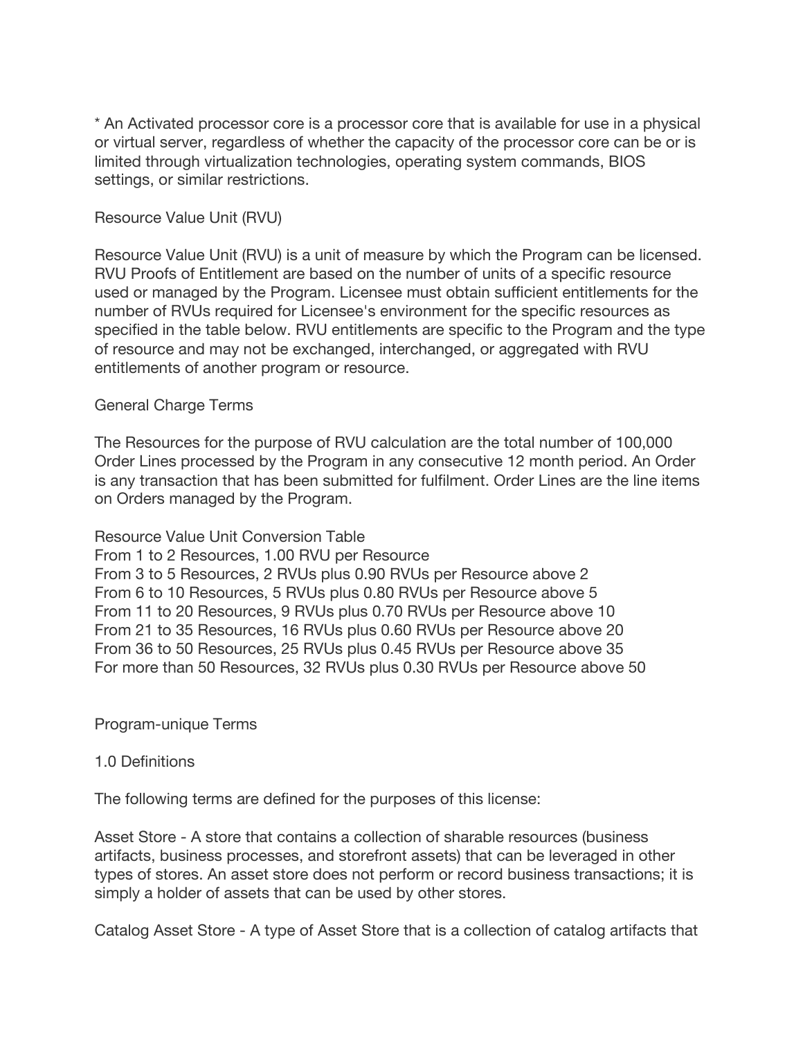* An Activated processor core is a processor core that is available for use in a physical or virtual server, regardless of whether the capacity of the processor core can be or is limited through virtualization technologies, operating system commands, BIOS settings, or similar restrictions.

## Resource Value Unit (RVU)

Resource Value Unit (RVU) is a unit of measure by which the Program can be licensed. RVU Proofs of Entitlement are based on the number of units of a specific resource used or managed by the Program. Licensee must obtain sufficient entitlements for the number of RVUs required for Licensee's environment for the specific resources as specified in the table below. RVU entitlements are specific to the Program and the type of resource and may not be exchanged, interchanged, or aggregated with RVU entitlements of another program or resource.

## General Charge Terms

The Resources for the purpose of RVU calculation are the total number of 100,000 Order Lines processed by the Program in any consecutive 12 month period. An Order is any transaction that has been submitted for fulfilment. Order Lines are the line items on Orders managed by the Program.

Resource Value Unit Conversion Table
From 1 to 2 Resources, 1.00 RVU per Resource
From 3 to 5 Resources, 2 RVUs plus 0.90 RVUs per Resource above 2
From 6 to 10 Resources, 5 RVUs plus 0.80 RVUs per Resource above 5
From 11 to 20 Resources, 9 RVUs plus 0.70 RVUs per Resource above 10
From 21 to 35 Resources, 16 RVUs plus 0.60 RVUs per Resource above 20
From 36 to 50 Resources, 25 RVUs plus 0.45 RVUs per Resource above 35
For more than 50 Resources, 32 RVUs plus 0.30 RVUs per Resource above 50

## Program-unique Terms

### 1.0 Definitions

The following terms are defined for the purposes of this license:

Asset Store - A store that contains a collection of sharable resources (business artifacts, business processes, and storefront assets) that can be leveraged in other types of stores. An asset store does not perform or record business transactions; it is simply a holder of assets that can be used by other stores.

Catalog Asset Store - A type of Asset Store that is a collection of catalog artifacts that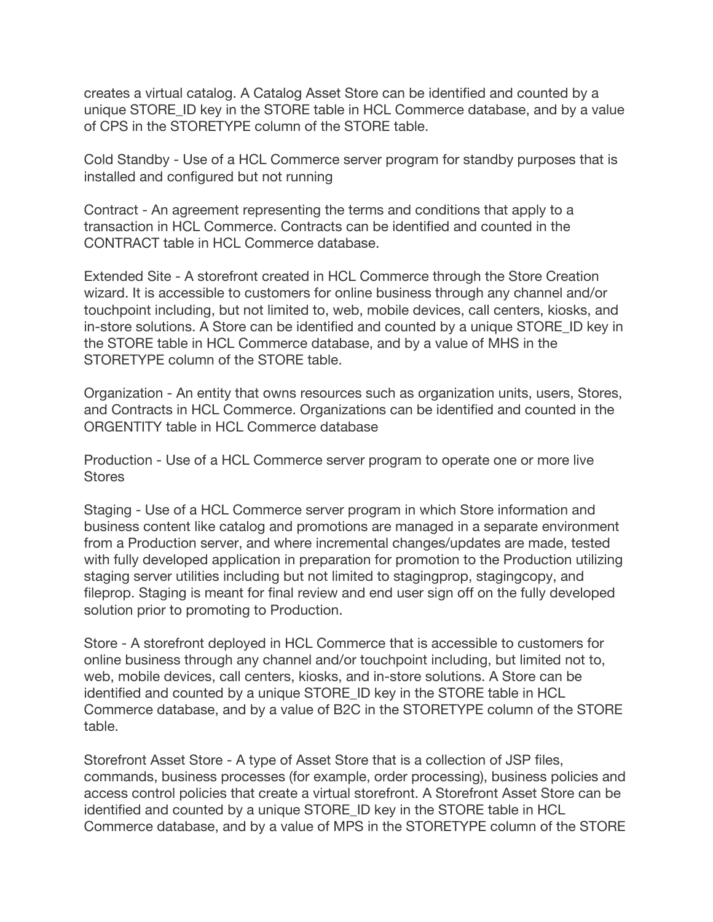creates a virtual catalog. A Catalog Asset Store can be identified and counted by a unique STORE_ID key in the STORE table in HCL Commerce database, and by a value of CPS in the STORETYPE column of the STORE table.

Cold Standby - Use of a HCL Commerce server program for standby purposes that is installed and configured but not running

Contract - An agreement representing the terms and conditions that apply to a transaction in HCL Commerce. Contracts can be identified and counted in the CONTRACT table in HCL Commerce database.

Extended Site - A storefront created in HCL Commerce through the Store Creation wizard. It is accessible to customers for online business through any channel and/or touchpoint including, but not limited to, web, mobile devices, call centers, kiosks, and in-store solutions. A Store can be identified and counted by a unique STORE_ID key in the STORE table in HCL Commerce database, and by a value of MHS in the STORETYPE column of the STORE table.

Organization - An entity that owns resources such as organization units, users, Stores, and Contracts in HCL Commerce. Organizations can be identified and counted in the ORGENTITY table in HCL Commerce database

Production - Use of a HCL Commerce server program to operate one or more live Stores

Staging - Use of a HCL Commerce server program in which Store information and business content like catalog and promotions are managed in a separate environment from a Production server, and where incremental changes/updates are made, tested with fully developed application in preparation for promotion to the Production utilizing staging server utilities including but not limited to stagingprop, stagingcopy, and fileprop. Staging is meant for final review and end user sign off on the fully developed solution prior to promoting to Production.

Store - A storefront deployed in HCL Commerce that is accessible to customers for online business through any channel and/or touchpoint including, but limited not to, web, mobile devices, call centers, kiosks, and in-store solutions. A Store can be identified and counted by a unique STORE_ID key in the STORE table in HCL Commerce database, and by a value of B2C in the STORETYPE column of the STORE table.

Storefront Asset Store - A type of Asset Store that is a collection of JSP files, commands, business processes (for example, order processing), business policies and access control policies that create a virtual storefront. A Storefront Asset Store can be identified and counted by a unique STORE_ID key in the STORE table in HCL Commerce database, and by a value of MPS in the STORETYPE column of the STORE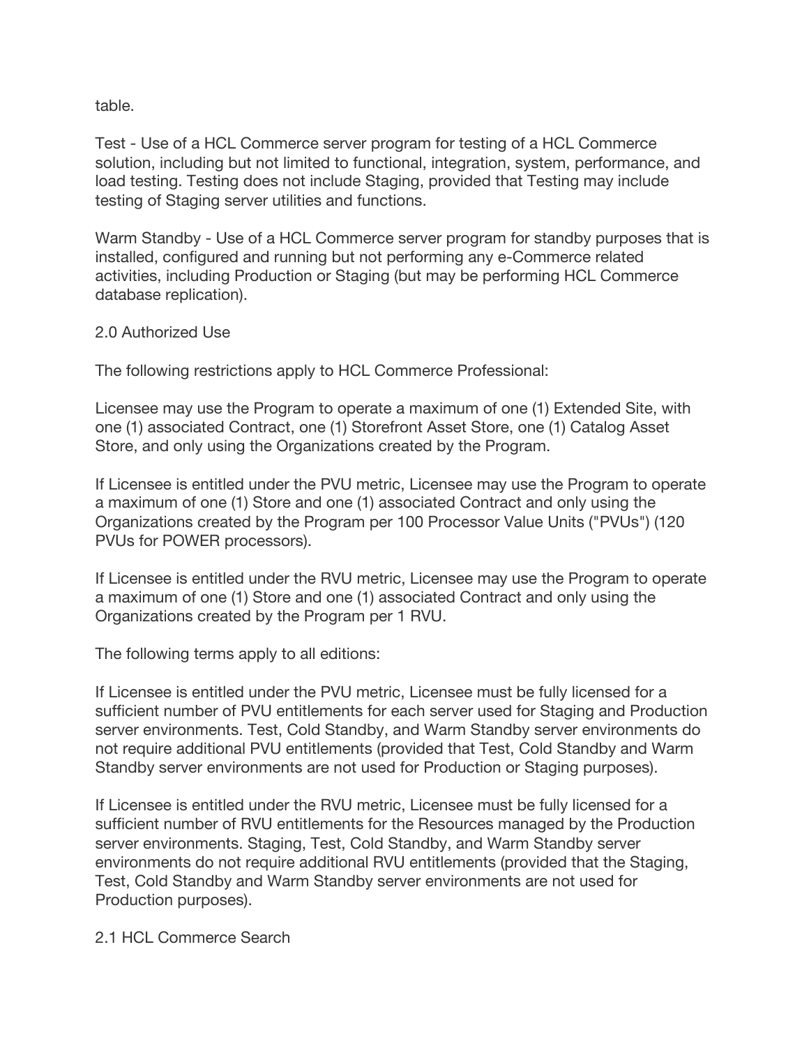table.

Test - Use of a HCL Commerce server program for testing of a HCL Commerce solution, including but not limited to functional, integration, system, performance, and load testing. Testing does not include Staging, provided that Testing may include testing of Staging server utilities and functions.

Warm Standby - Use of a HCL Commerce server program for standby purposes that is installed, configured and running but not performing any e-Commerce related activities, including Production or Staging (but may be performing HCL Commerce database replication).

## 2.0 Authorized Use

The following restrictions apply to HCL Commerce Professional:

Licensee may use the Program to operate a maximum of one (1) Extended Site, with one (1) associated Contract, one (1) Storefront Asset Store, one (1) Catalog Asset Store, and only using the Organizations created by the Program.

If Licensee is entitled under the PVU metric, Licensee may use the Program to operate a maximum of one (1) Store and one (1) associated Contract and only using the Organizations created by the Program per 100 Processor Value Units ("PVUs") (120 PVUs for POWER processors).

If Licensee is entitled under the RVU metric, Licensee may use the Program to operate a maximum of one (1) Store and one (1) associated Contract and only using the Organizations created by the Program per 1 RVU.

The following terms apply to all editions:

If Licensee is entitled under the PVU metric, Licensee must be fully licensed for a sufficient number of PVU entitlements for each server used for Staging and Production server environments. Test, Cold Standby, and Warm Standby server environments do not require additional PVU entitlements (provided that Test, Cold Standby and Warm Standby server environments are not used for Production or Staging purposes).

If Licensee is entitled under the RVU metric, Licensee must be fully licensed for a sufficient number of RVU entitlements for the Resources managed by the Production server environments. Staging, Test, Cold Standby, and Warm Standby server environments do not require additional RVU entitlements (provided that the Staging, Test, Cold Standby and Warm Standby server environments are not used for Production purposes).

## 2.1 HCL Commerce Search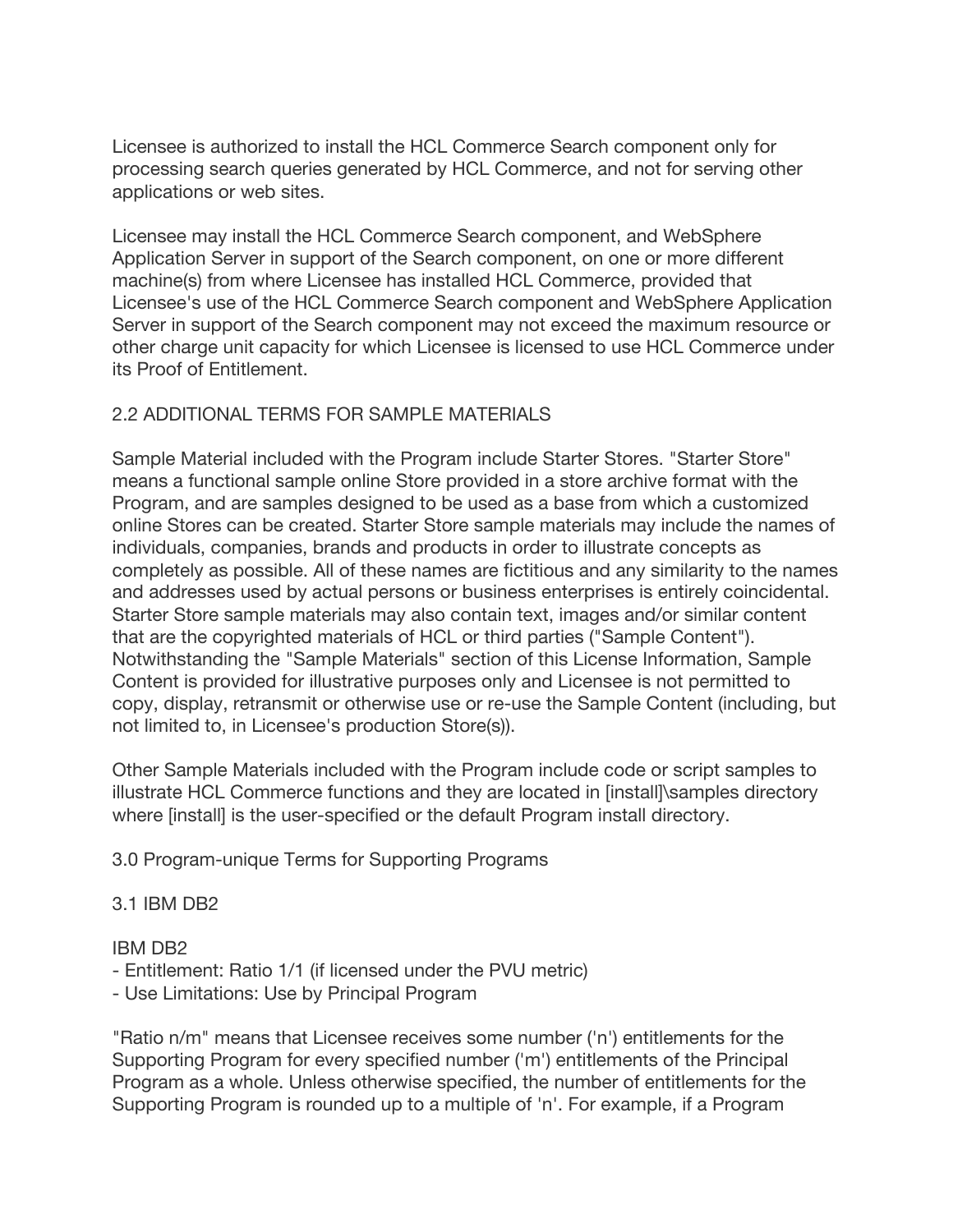Licensee is authorized to install the HCL Commerce Search component only for processing search queries generated by HCL Commerce, and not for serving other applications or web sites.

Licensee may install the HCL Commerce Search component, and WebSphere Application Server in support of the Search component, on one or more different machine(s) from where Licensee has installed HCL Commerce, provided that Licensee's use of the HCL Commerce Search component and WebSphere Application Server in support of the Search component may not exceed the maximum resource or other charge unit capacity for which Licensee is licensed to use HCL Commerce under its Proof of Entitlement.

## 2.2 ADDITIONAL TERMS FOR SAMPLE MATERIALS

Sample Material included with the Program include Starter Stores. "Starter Store" means a functional sample online Store provided in a store archive format with the Program, and are samples designed to be used as a base from which a customized online Stores can be created. Starter Store sample materials may include the names of individuals, companies, brands and products in order to illustrate concepts as completely as possible. All of these names are fictitious and any similarity to the names and addresses used by actual persons or business enterprises is entirely coincidental. Starter Store sample materials may also contain text, images and/or similar content that are the copyrighted materials of HCL or third parties ("Sample Content"). Notwithstanding the "Sample Materials" section of this License Information, Sample Content is provided for illustrative purposes only and Licensee is not permitted to copy, display, retransmit or otherwise use or re-use the Sample Content (including, but not limited to, in Licensee's production Store(s)).

Other Sample Materials included with the Program include code or script samples to illustrate HCL Commerce functions and they are located in [install]\samples directory where [install] is the user-specified or the default Program install directory.

## 3.0 Program-unique Terms for Supporting Programs

### 3.1 IBM DB2

IBM DB2
- Entitlement: Ratio 1/1 (if licensed under the PVU metric)
- Use Limitations: Use by Principal Program

"Ratio n/m" means that Licensee receives some number ('n') entitlements for the Supporting Program for every specified number ('m') entitlements of the Principal Program as a whole. Unless otherwise specified, the number of entitlements for the Supporting Program is rounded up to a multiple of 'n'. For example, if a Program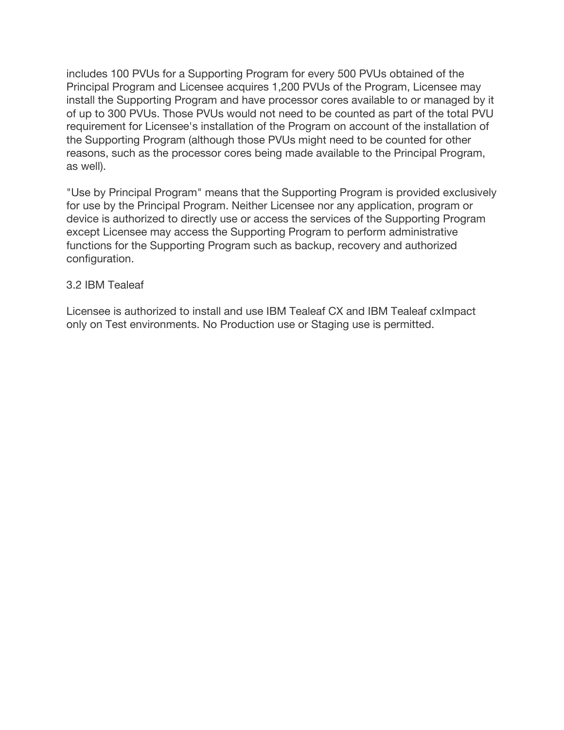includes 100 PVUs for a Supporting Program for every 500 PVUs obtained of the Principal Program and Licensee acquires 1,200 PVUs of the Program, Licensee may install the Supporting Program and have processor cores available to or managed by it of up to 300 PVUs. Those PVUs would not need to be counted as part of the total PVU requirement for Licensee's installation of the Program on account of the installation of the Supporting Program (although those PVUs might need to be counted for other reasons, such as the processor cores being made available to the Principal Program, as well).

"Use by Principal Program" means that the Supporting Program is provided exclusively for use by the Principal Program. Neither Licensee nor any application, program or device is authorized to directly use or access the services of the Supporting Program except Licensee may access the Supporting Program to perform administrative functions for the Supporting Program such as backup, recovery and authorized configuration.

### 3.2 IBM Tealeaf

Licensee is authorized to install and use IBM Tealeaf CX and IBM Tealeaf cxImpact only on Test environments. No Production use or Staging use is permitted.